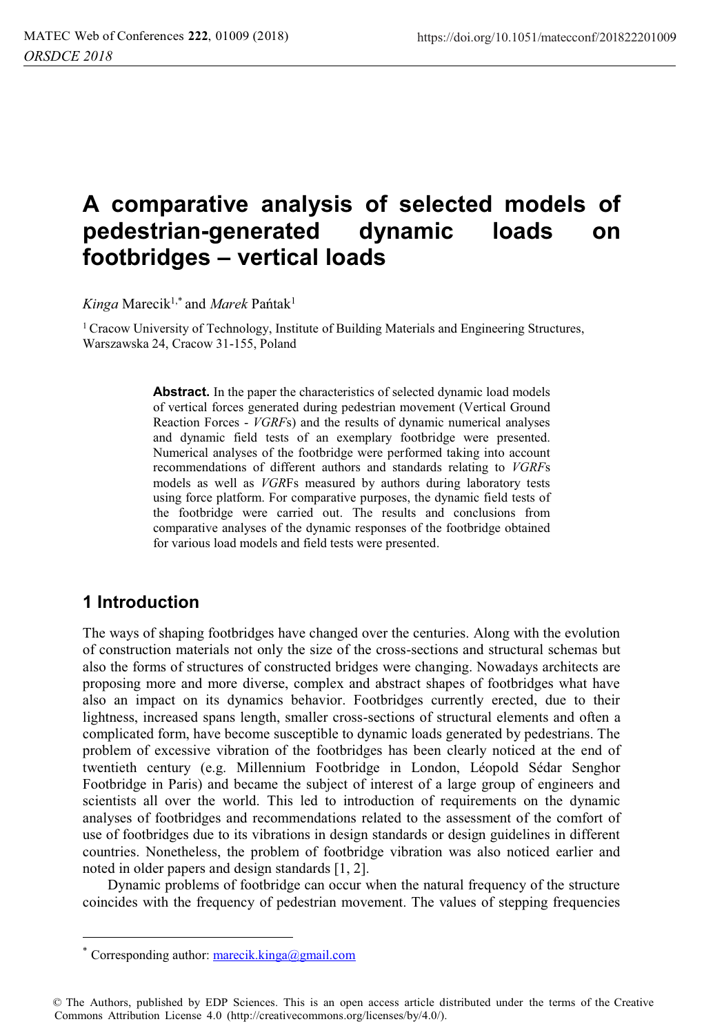# A comparative analysis of selected models of pedestrian-generated dynamic loads on footbridges – vertical loads

*Kinga* Marecik[1,*] and *Marek* Pańtak[1]

[1] Cracow University of Technology, Institute of Building Materials and Engineering Structures, Warszawska 24, Cracow 31-155, Poland

**Abstract.** In the paper the characteristics of selected dynamic load models of vertical forces generated during pedestrian movement (Vertical Ground Reaction Forces - *VGRF*s) and the results of dynamic numerical analyses and dynamic field tests of an exemplary footbridge were presented. Numerical analyses of the footbridge were performed taking into account recommendations of different authors and standards relating to *VGRF*s models as well as *VGRF*s measured by authors during laboratory tests using force platform. For comparative purposes, the dynamic field tests of the footbridge were carried out. The results and conclusions from comparative analyses of the dynamic responses of the footbridge obtained for various load models and field tests were presented.

## 1 Introduction

The ways of shaping footbridges have changed over the centuries. Along with the evolution of construction materials not only the size of the cross-sections and structural schemas but also the forms of structures of constructed bridges were changing. Nowadays architects are proposing more and more diverse, complex and abstract shapes of footbridges what have also an impact on its dynamics behavior. Footbridges currently erected, due to their lightness, increased spans length, smaller cross-sections of structural elements and often a complicated form, have become susceptible to dynamic loads generated by pedestrians. The problem of excessive vibration of the footbridges has been clearly noticed at the end of twentieth century (e.g. Millennium Footbridge in London, Léopold Sédar Senghor Footbridge in Paris) and became the subject of interest of a large group of engineers and scientists all over the world. This led to introduction of requirements on the dynamic analyses of footbridges and recommendations related to the assessment of the comfort of use of footbridges due to its vibrations in design standards or design guidelines in different countries. Nonetheless, the problem of footbridge vibration was also noticed earlier and noted in older papers and design standards [1, 2].

Dynamic problems of footbridge can occur when the natural frequency of the structure coincides with the frequency of pedestrian movement. The values of stepping frequencies

---

[*] Corresponding author: marecik.kinga@gmail.com

© The Authors, published by EDP Sciences. This is an open access article distributed under the terms of the Creative Commons Attribution License 4.0 (http://creativecommons.org/licenses/by/4.0/).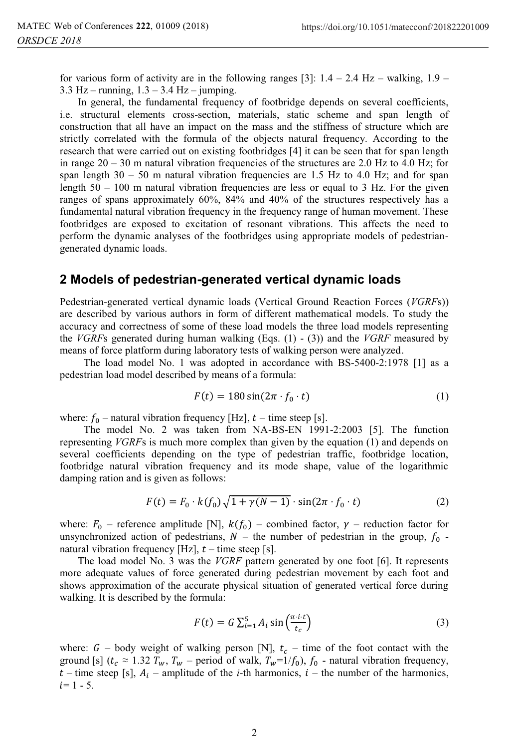for various form of activity are in the following ranges [3]: 1.4 – 2.4 Hz – walking, 1.9 – 3.3 Hz – running, 1.3 – 3.4 Hz – jumping.

In general, the fundamental frequency of footbridge depends on several coefficients, i.e. structural elements cross-section, materials, static scheme and span length of construction that all have an impact on the mass and the stiffness of structure which are strictly correlated with the formula of the objects natural frequency. According to the research that were carried out on existing footbridges [4] it can be seen that for span length in range 20 – 30 m natural vibration frequencies of the structures are 2.0 Hz to 4.0 Hz; for span length 30 – 50 m natural vibration frequencies are 1.5 Hz to 4.0 Hz; and for span length 50 – 100 m natural vibration frequencies are less or equal to 3 Hz. For the given ranges of spans approximately 60%, 84% and 40% of the structures respectively has a fundamental natural vibration frequency in the frequency range of human movement. These footbridges are exposed to excitation of resonant vibrations. This affects the need to perform the dynamic analyses of the footbridges using appropriate models of pedestrian-generated dynamic loads.

## 2 Models of pedestrian-generated vertical dynamic loads

Pedestrian-generated vertical dynamic loads (Vertical Ground Reaction Forces (*VGRF*s)) are described by various authors in form of different mathematical models. To study the accuracy and correctness of some of these load models the three load models representing the *VGRF*s generated during human walking (Eqs. (1) - (3)) and the *VGRF* measured by means of force platform during laboratory tests of walking person were analyzed.

The load model No. 1 was adopted in accordance with BS-5400-2:1978 [1] as a pedestrian load model described by means of a formula:

$$F(t) = 180 \sin(2\pi \cdot f_0 \cdot t) \tag{1}$$

where: $f_0$ – natural vibration frequency [Hz], $t$ – time steep [s].

The model No. 2 was taken from NA-BS-EN 1991-2:2003 [5]. The function representing *VGRF*s is much more complex than given by the equation (1) and depends on several coefficients depending on the type of pedestrian traffic, footbridge location, footbridge natural vibration frequency and its mode shape, value of the logarithmic damping ration and is given as follows:

$$F(t) = F_0 \cdot k(f_0) \sqrt{1 + \gamma(N-1)} \cdot \sin(2\pi \cdot f_0 \cdot t) \tag{2}$$

where: $F_0$ – reference amplitude [N], $k(f_0)$ – combined factor, $\gamma$ – reduction factor for unsynchronized action of pedestrians, $N$ – the number of pedestrian in the group, $f_0$ - natural vibration frequency [Hz], $t$ – time steep [s].

The load model No. 3 was the *VGRF* pattern generated by one foot [6]. It represents more adequate values of force generated during pedestrian movement by each foot and shows approximation of the accurate physical situation of generated vertical force during walking. It is described by the formula:

$$F(t) = G \sum_{i=1}^{5} A_i \sin\left(\frac{\pi \cdot i \cdot t}{t_c}\right) \tag{3}$$

where: $G$ – body weight of walking person [N], $t_c$ – time of the foot contact with the ground [s] ($t_c \approx 1.32\, T_w$, $T_w$ – period of walk, $T_w$=$1/f_0$), $f_0$ - natural vibration frequency, $t$ – time steep [s], $A_i$ – amplitude of the *i*-th harmonics, $i$ – the number of the harmonics, $i$= 1 - 5.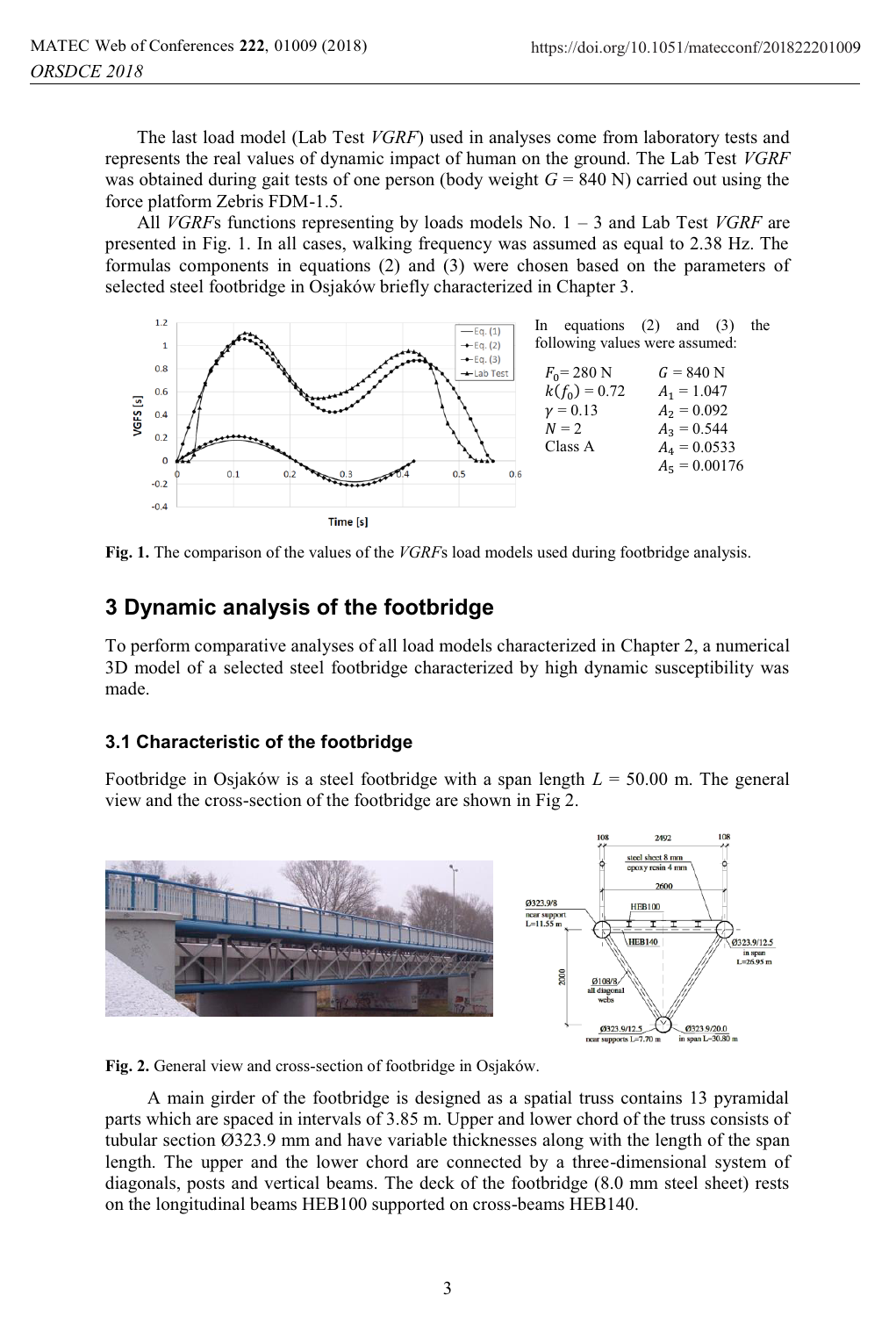The last load model (Lab Test *VGRF*) used in analyses come from laboratory tests and represents the real values of dynamic impact of human on the ground. The Lab Test *VGRF* was obtained during gait tests of one person (body weight $G$ = 840 N) carried out using the force platform Zebris FDM-1.5.

All *VGRF*s functions representing by loads models No. 1 – 3 and Lab Test *VGRF* are presented in Fig. 1. In all cases, walking frequency was assumed as equal to 2.38 Hz. The formulas components in equations (2) and (3) were chosen based on the parameters of selected steel footbridge in Osjaków briefly characterized in Chapter 3.

In equations (2) and (3) the following values were assumed:

| | |
|---|---|
| $F_0$ = 280 N | $G$ = 840 N |
| $k(f_0)$ = 0.72 | $A_1$ = 1.047 |
| $\gamma$ = 0.13 | $A_2$ = 0.092 |
| $N$ = 2 | $A_3$ = 0.544 |
| Class A | $A_4$ = 0.0533 |
| | $A_5$ = 0.00176 |

**Fig. 1.** The comparison of the values of the *VGRF*s load models used during footbridge analysis.

## 3 Dynamic analysis of the footbridge

To perform comparative analyses of all load models characterized in Chapter 2, a numerical 3D model of a selected steel footbridge characterized by high dynamic susceptibility was made.

### 3.1 Characteristic of the footbridge

Footbridge in Osjaków is a steel footbridge with a span length $L$ = 50.00 m. The general view and the cross-section of the footbridge are shown in Fig 2.

**Fig. 2.** General view and cross-section of footbridge in Osjaków.

A main girder of the footbridge is designed as a spatial truss contains 13 pyramidal parts which are spaced in intervals of 3.85 m. Upper and lower chord of the truss consists of tubular section Ø323.9 mm and have variable thicknesses along with the length of the span length. The upper and the lower chord are connected by a three-dimensional system of diagonals, posts and vertical beams. The deck of the footbridge (8.0 mm steel sheet) rests on the longitudinal beams HEB100 supported on cross-beams HEB140.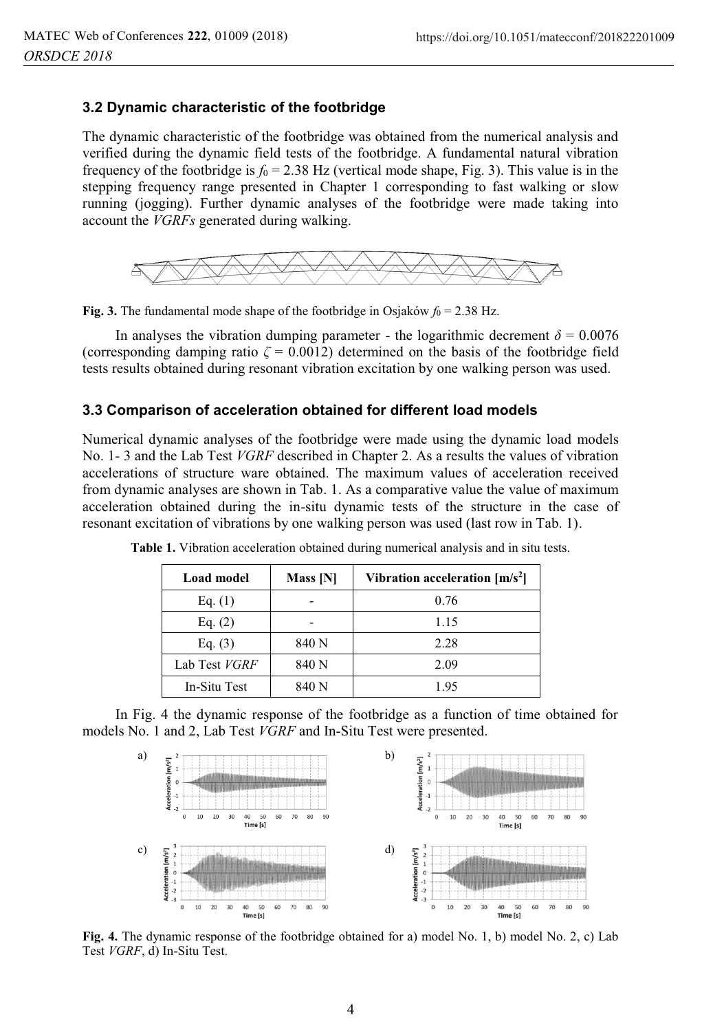### 3.2 Dynamic characteristic of the footbridge

The dynamic characteristic of the footbridge was obtained from the numerical analysis and verified during the dynamic field tests of the footbridge. A fundamental natural vibration frequency of the footbridge is $f_0 = 2.38$ Hz (vertical mode shape, Fig. 3). This value is in the stepping frequency range presented in Chapter 1 corresponding to fast walking or slow running (jogging). Further dynamic analyses of the footbridge were made taking into account the *VGRFs* generated during walking.

**Fig. 3.** The fundamental mode shape of the footbridge in Osjaków $f_0 = 2.38$ Hz.

In analyses the vibration dumping parameter - the logarithmic decrement $\delta = 0.0076$ (corresponding damping ratio $\zeta = 0.0012$) determined on the basis of the footbridge field tests results obtained during resonant vibration excitation by one walking person was used.

### 3.3 Comparison of acceleration obtained for different load models

Numerical dynamic analyses of the footbridge were made using the dynamic load models No. 1- 3 and the Lab Test *VGRF* described in Chapter 2. As a results the values of vibration accelerations of structure ware obtained. The maximum values of acceleration received from dynamic analyses are shown in Tab. 1. As a comparative value the value of maximum acceleration obtained during the in-situ dynamic tests of the structure in the case of resonant excitation of vibrations by one walking person was used (last row in Tab. 1).

**Table 1.** Vibration acceleration obtained during numerical analysis and in situ tests.

| Load model | Mass [N] | Vibration acceleration [m/s$^2$] |
|---|---|---|
| Eq. (1) | - | 0.76 |
| Eq. (2) | - | 1.15 |
| Eq. (3) | 840 N | 2.28 |
| Lab Test *VGRF* | 840 N | 2.09 |
| In-Situ Test | 840 N | 1.95 |

In Fig. 4 the dynamic response of the footbridge as a function of time obtained for models No. 1 and 2, Lab Test *VGRF* and In-Situ Test were presented.

**Fig. 4.** The dynamic response of the footbridge obtained for a) model No. 1, b) model No. 2, c) Lab Test *VGRF*, d) In-Situ Test.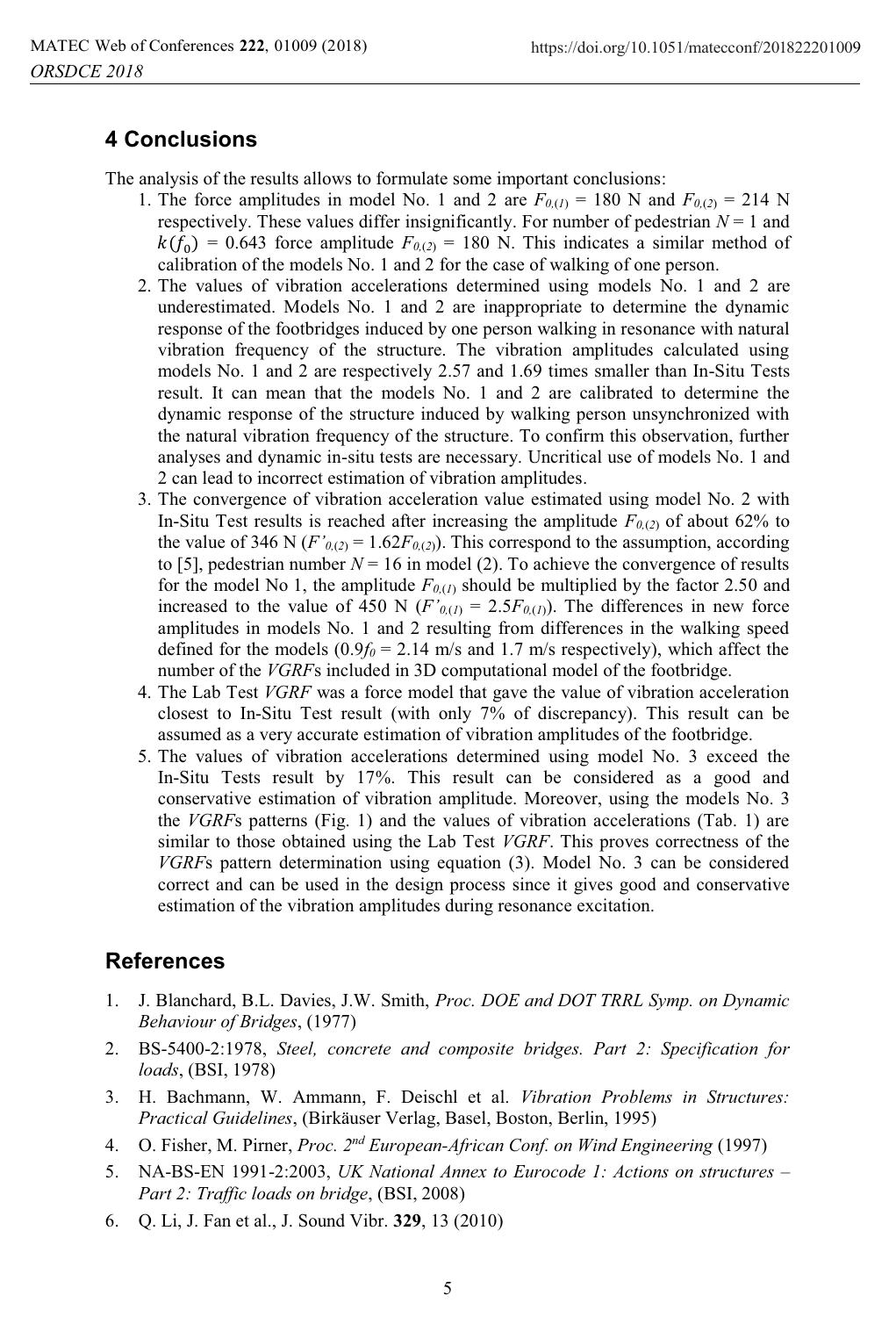## 4 Conclusions

The analysis of the results allows to formulate some important conclusions:

1. The force amplitudes in model No. 1 and 2 are $F_{0,(1)}$ = 180 N and $F_{0,(2)}$ = 214 N respectively. These values differ insignificantly. For number of pedestrian $N$ = 1 and $k(f_0)$ = 0.643 force amplitude $F_{0,(2)}$ = 180 N. This indicates a similar method of calibration of the models No. 1 and 2 for the case of walking of one person.
2. The values of vibration accelerations determined using models No. 1 and 2 are underestimated. Models No. 1 and 2 are inappropriate to determine the dynamic response of the footbridges induced by one person walking in resonance with natural vibration frequency of the structure. The vibration amplitudes calculated using models No. 1 and 2 are respectively 2.57 and 1.69 times smaller than In-Situ Tests result. It can mean that the models No. 1 and 2 are calibrated to determine the dynamic response of the structure induced by walking person unsynchronized with the natural vibration frequency of the structure. To confirm this observation, further analyses and dynamic in-situ tests are necessary. Uncritical use of models No. 1 and 2 can lead to incorrect estimation of vibration amplitudes.
3. The convergence of vibration acceleration value estimated using model No. 2 with In-Situ Test results is reached after increasing the amplitude $F_{0,(2)}$ of about 62% to the value of 346 N ($F'_{0,(2)} = 1.62F_{0,(2)}$). This correspond to the assumption, according to [5], pedestrian number $N$ = 16 in model (2). To achieve the convergence of results for the model No 1, the amplitude $F_{0,(1)}$ should be multiplied by the factor 2.50 and increased to the value of 450 N ($F'_{0,(1)} = 2.5F_{0,(1)}$). The differences in new force amplitudes in models No. 1 and 2 resulting from differences in the walking speed defined for the models ($0.9f_0$ = 2.14 m/s and 1.7 m/s respectively), which affect the number of the *VGRF*s included in 3D computational model of the footbridge.
4. The Lab Test *VGRF* was a force model that gave the value of vibration acceleration closest to In-Situ Test result (with only 7% of discrepancy). This result can be assumed as a very accurate estimation of vibration amplitudes of the footbridge.
5. The values of vibration accelerations determined using model No. 3 exceed the In-Situ Tests result by 17%. This result can be considered as a good and conservative estimation of vibration amplitude. Moreover, using the models No. 3 the *VGRF*s patterns (Fig. 1) and the values of vibration accelerations (Tab. 1) are similar to those obtained using the Lab Test *VGRF*. This proves correctness of the *VGRF*s pattern determination using equation (3). Model No. 3 can be considered correct and can be used in the design process since it gives good and conservative estimation of the vibration amplitudes during resonance excitation.

## References

1. J. Blanchard, B.L. Davies, J.W. Smith, *Proc. DOE and DOT TRRL Symp. on Dynamic Behaviour of Bridges*, (1977)
2. BS-5400-2:1978, *Steel, concrete and composite bridges. Part 2: Specification for loads*, (BSI, 1978)
3. H. Bachmann, W. Ammann, F. Deischl et al. *Vibration Problems in Structures: Practical Guidelines*, (Birkäuser Verlag, Basel, Boston, Berlin, 1995)
4. O. Fisher, M. Pirner, *Proc. 2nd European-African Conf. on Wind Engineering* (1997)
5. NA-BS-EN 1991-2:2003, *UK National Annex to Eurocode 1: Actions on structures – Part 2: Traffic loads on bridge*, (BSI, 2008)
6. Q. Li, J. Fan et al., J. Sound Vibr. **329**, 13 (2010)